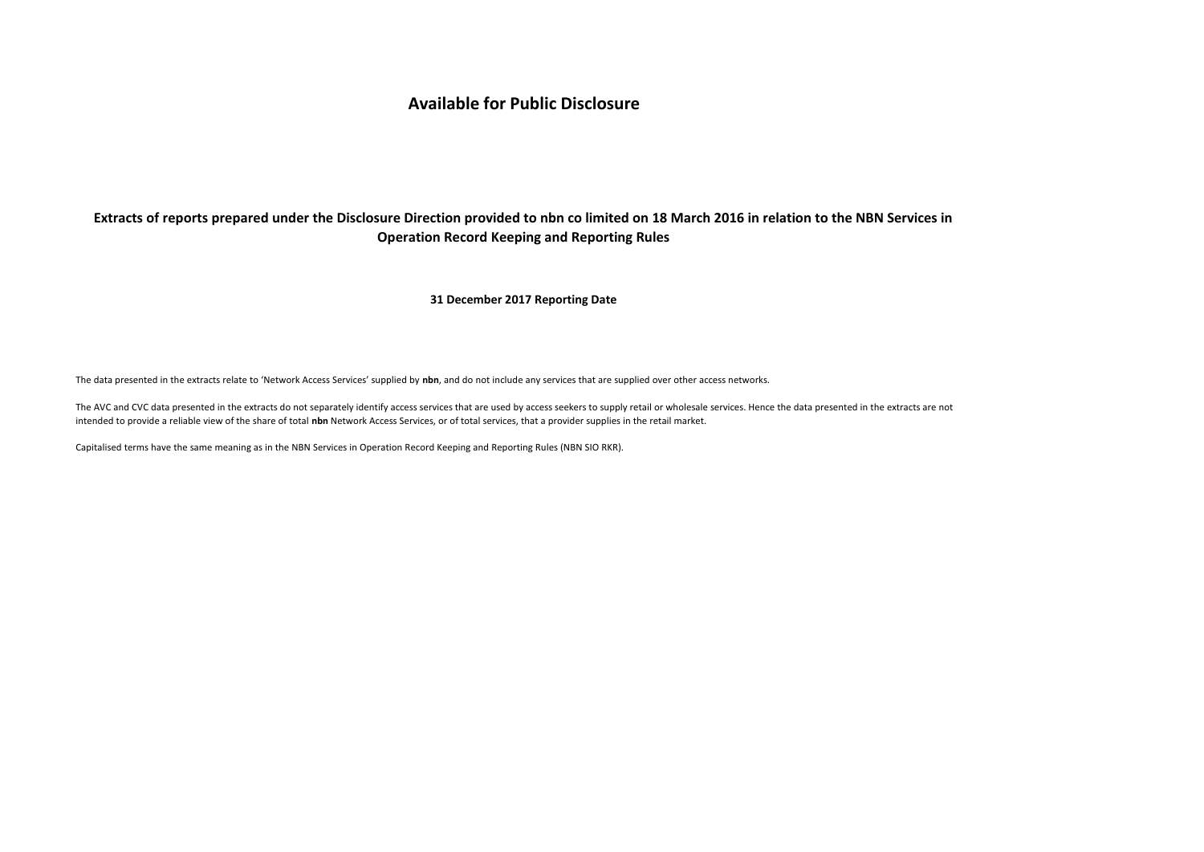# Available for Public Disclosure

## Extracts of reports prepared under the Disclosure Direction provided to nbn co limited on 18 March 2016 in relation to the NBN Services in Operation Record Keeping and Reporting Rules

**31 December 2017 Reporting Date**

The data presented in the extracts relate to 'Network Access Services' supplied by **nbn**, and do not include any services that are supplied over other access networks.

The AVC and CVC data presented in the extracts do not separately identify access services that are used by access seekers to supply retail or wholesale services. Hence the data presented in the extracts are not intended to provide a reliable view of the share of total **nbn** Network Access Services, or of total services, that a provider supplies in the retail market.

Capitalised terms have the same meaning as in the NBN Services in Operation Record Keeping and Reporting Rules (NBN SIO RKR).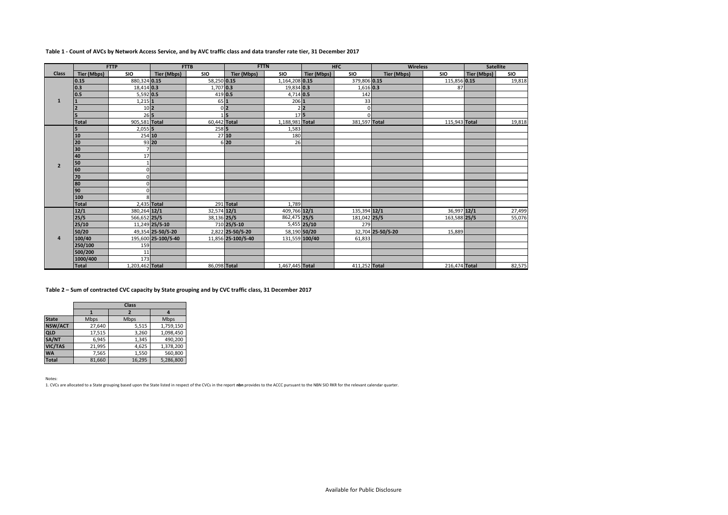**Table 1 - Count of AVCs by Network Access Service, and by AVC traffic class and data transfer rate tier, 31 December 2017**

| | FTTP | | FTTB | | FTTN | | HFC | | Wireless | | Satellite | |
|---|---|---|---|---|---|---|---|---|---|---|---|---|
| Class | Tier (Mbps) | SIO | Tier (Mbps) | SIO | Tier (Mbps) | SIO | Tier (Mbps) | SIO | Tier (Mbps) | SIO | Tier (Mbps) | SIO |
| 1 | 0.15 | 880,324 | 0.15 | 58,250 | 0.15 | 1,164,208 | 0.15 | 379,806 | 0.15 | 115,856 | 0.15 | 19,818 |
| | 0.3 | 18,414 | 0.3 | 1,707 | 0.3 | 19,834 | 0.3 | 1,616 | 0.3 | 87 | | |
| | 0.5 | 5,592 | 0.5 | 419 | 0.5 | 4,714 | 0.5 | 142 | | | | |
| | 1 | 1,215 | 1 | 65 | 1 | 206 | 1 | 33 | | | | |
| | 2 | 10 | 2 | 0 | 2 | 2 | 2 | 0 | | | | |
| | 5 | 26 | 5 | 1 | 5 | 17 | 5 | 0 | | | | |
| | Total | 905,581 | Total | 60,442 | Total | 1,188,981 | Total | 381,597 | Total | 115,943 | Total | 19,818 |
| 2 | 5 | 2,055 | 5 | 258 | 5 | 1,583 | | | | | | |
| | 10 | 254 | 10 | 27 | 10 | 180 | | | | | | |
| | 20 | 93 | 20 | 6 | 20 | 26 | | | | | | |
| | 30 | 7 | | | | | | | | | | |
| | 40 | 17 | | | | | | | | | | |
| | 50 | 1 | | | | | | | | | | |
| | 60 | 0 | | | | | | | | | | |
| | 70 | 0 | | | | | | | | | | |
| | 80 | 0 | | | | | | | | | | |
| | 90 | 0 | | | | | | | | | | |
| | 100 | 8 | | | | | | | | | | |
| | Total | 2,435 | Total | 291 | Total | 1,789 | | | | | | |
| 4 | 12/1 | 380,264 | 12/1 | 32,574 | 12/1 | 409,766 | 12/1 | 135,394 | 12/1 | 36,997 | 12/1 | 27,499 |
| | 25/5 | 566,652 | 25/5 | 38,136 | 25/5 | 862,475 | 25/5 | 181,042 | 25/5 | 163,588 | 25/5 | 55,076 |
| | 25/10 | 11,249 | 25/5-10 | 710 | 25/5-10 | 5,455 | 25/10 | 279 | | | | |
| | 50/20 | 49,354 | 25-50/5-20 | 2,822 | 25-50/5-20 | 58,190 | 50/20 | 32,704 | 25-50/5-20 | 15,889 | | |
| | 100/40 | 195,600 | 25-100/5-40 | 11,856 | 25-100/5-40 | 131,559 | 100/40 | 61,833 | | | | |
| | 250/100 | 159 | | | | | | | | | | |
| | 500/200 | 11 | | | | | | | | | | |
| | 1000/400 | 173 | | | | | | | | | | |
| | Total | 1,203,462 | Total | 86,098 | Total | 1,467,445 | Total | 411,252 | Total | 216,474 | Total | 82,575 |

**Table 2 – Sum of contracted CVC capacity by State grouping and by CVC traffic class, 31 December 2017**

| | Class | | |
|---|---|---|---|
| | 1 | 2 | 4 |
| State | Mbps | Mbps | Mbps |
| NSW/ACT | 27,640 | 5,515 | 1,759,150 |
| QLD | 17,515 | 3,260 | 1,098,450 |
| SA/NT | 6,945 | 1,345 | 490,200 |
| VIC/TAS | 21,995 | 4,625 | 1,378,200 |
| WA | 7,565 | 1,550 | 560,800 |
| Total | 81,660 | 16,295 | 5,286,800 |

Notes:

1. CVCs are allocated to a State grouping based upon the State listed in respect of the CVCs in the report **nbn** provides to the ACCC pursuant to the NBN SIO RKR for the relevant calendar quarter.

Available for Public Disclosure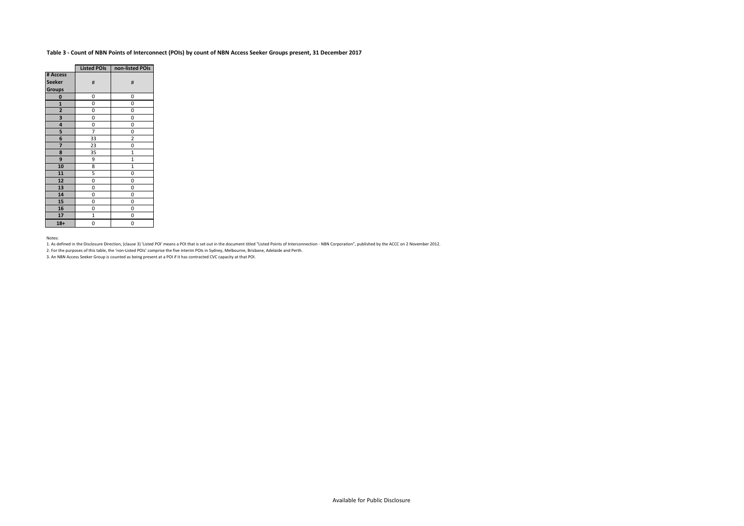**Table 3 - Count of NBN Points of Interconnect (POIs) by count of NBN Access Seeker Groups present, 31 December 2017**

| | Listed POIs | non-listed POIs |
|---|---|---|
| **# Access Seeker Groups** | # | # |
| **0** | 0 | 0 |
| **1** | 0 | 0 |
| **2** | 0 | 0 |
| **3** | 0 | 0 |
| **4** | 0 | 0 |
| **5** | 7 | 0 |
| **6** | 33 | 2 |
| **7** | 23 | 0 |
| **8** | 35 | 1 |
| **9** | 9 | 1 |
| **10** | 8 | 1 |
| **11** | 5 | 0 |
| **12** | 0 | 0 |
| **13** | 0 | 0 |
| **14** | 0 | 0 |
| **15** | 0 | 0 |
| **16** | 0 | 0 |
| **17** | 1 | 0 |
| **18+** | 0 | 0 |

Notes:

1. As defined in the Disclosure Direction, (clause 3) 'Listed POI' means a POI that is set out in the document titled "Listed Points of Interconnection - NBN Corporation", published by the ACCC on 2 November 2012.
2. For the purposes of this table, the 'non-Listed POIs' comprise the five interim POIs in Sydney, Melbourne, Brisbane, Adelaide and Perth.
3. An NBN Access Seeker Group is counted as being present at a POI if it has contracted CVC capacity at that POI.

Available for Public Disclosure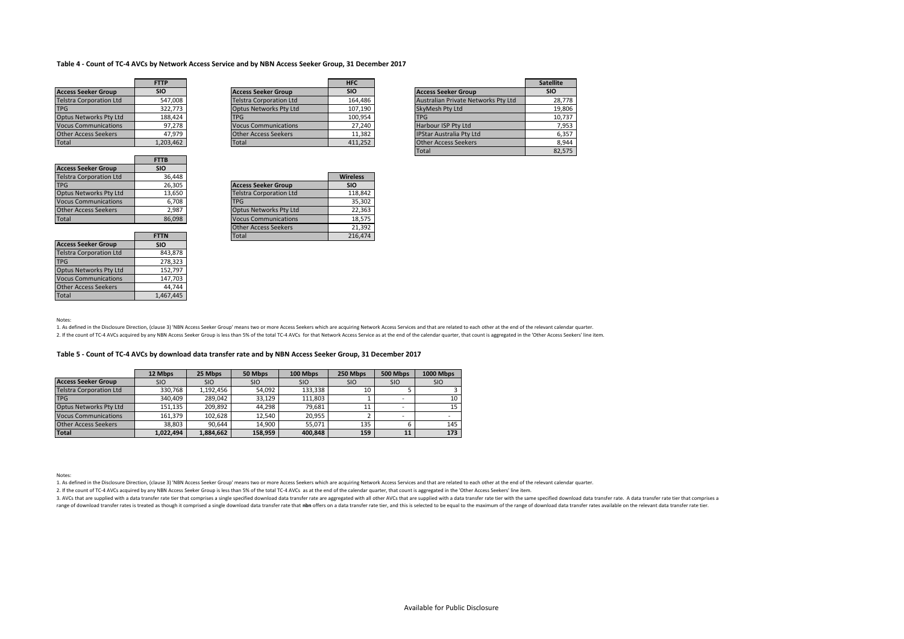### Table 4 - Count of TC-4 AVCs by Network Access Service and by NBN Access Seeker Group, 31 December 2017

| Access Seeker Group | FTTP SIO |
|---|---|
| Telstra Corporation Ltd | 547,008 |
| TPG | 322,773 |
| Optus Networks Pty Ltd | 188,424 |
| Vocus Communications | 97,278 |
| Other Access Seekers | 47,979 |
| Total | 1,203,462 |

| Access Seeker Group | HFC SIO |
|---|---|
| Telstra Corporation Ltd | 164,486 |
| Optus Networks Pty Ltd | 107,190 |
| TPG | 100,954 |
| Vocus Communications | 27,240 |
| Other Access Seekers | 11,382 |
| Total | 411,252 |

| Access Seeker Group | Satellite SIO |
|---|---|
| Australian Private Networks Pty Ltd | 28,778 |
| SkyMesh Pty Ltd | 19,806 |
| TPG | 10,737 |
| Harbour ISP Pty Ltd | 7,953 |
| IPStar Australia Pty Ltd | 6,357 |
| Other Access Seekers | 8,944 |
| Total | 82,575 |

| Access Seeker Group | FTTB SIO |
|---|---|
| Telstra Corporation Ltd | 36,448 |
| TPG | 26,305 |
| Optus Networks Pty Ltd | 13,650 |
| Vocus Communications | 6,708 |
| Other Access Seekers | 2,987 |
| Total | 86,098 |

| Access Seeker Group | Wireless SIO |
|---|---|
| Telstra Corporation Ltd | 118,842 |
| TPG | 35,302 |
| Optus Networks Pty Ltd | 22,363 |
| Vocus Communications | 18,575 |
| Other Access Seekers | 21,392 |
| Total | 216,474 |

| Access Seeker Group | FTTN SIO |
|---|---|
| Telstra Corporation Ltd | 843,878 |
| TPG | 278,323 |
| Optus Networks Pty Ltd | 152,797 |
| Vocus Communications | 147,703 |
| Other Access Seekers | 44,744 |
| Total | 1,467,445 |

Notes:

1. As defined in the Disclosure Direction, (clause 3) 'NBN Access Seeker Group' means two or more Access Seekers which are acquiring Network Access Services and that are related to each other at the end of the relevant calendar quarter.
2. If the count of TC-4 AVCs acquired by any NBN Access Seeker Group is less than 5% of the total TC-4 AVCs for that Network Access Service as at the end of the calendar quarter, that count is aggregated in the 'Other Access Seekers' line item.

### Table 5 - Count of TC-4 AVCs by download data transfer rate and by NBN Access Seeker Group, 31 December 2017

| | 12 Mbps | 25 Mbps | 50 Mbps | 100 Mbps | 250 Mbps | 500 Mbps | 1000 Mbps |
|---|---|---|---|---|---|---|---|
| **Access Seeker Group** | SIO | SIO | SIO | SIO | SIO | SIO | SIO |
| Telstra Corporation Ltd | 330,768 | 1,192,456 | 54,092 | 133,338 | 10 | 5 | 3 |
| TPG | 340,409 | 289,042 | 33,129 | 111,803 | 1 | - | 10 |
| Optus Networks Pty Ltd | 151,135 | 209,892 | 44,298 | 79,681 | 11 | - | 15 |
| Vocus Communications | 161,379 | 102,628 | 12,540 | 20,955 | 2 | - | - |
| Other Access Seekers | 38,803 | 90,644 | 14,900 | 55,071 | 135 | 6 | 145 |
| **Total** | **1,022,494** | **1,884,662** | **158,959** | **400,848** | **159** | **11** | **173** |

Notes:

1. As defined in the Disclosure Direction, (clause 3) 'NBN Access Seeker Group' means two or more Access Seekers which are acquiring Network Access Services and that are related to each other at the end of the relevant calendar quarter.
2. If the count of TC-4 AVCs acquired by any NBN Access Seeker Group is less than 5% of the total TC-4 AVCs as at the end of the calendar quarter, that count is aggregated in the 'Other Access Seekers' line item.
3. AVCs that are supplied with a data transfer rate tier that comprises a single specified download data transfer rate are aggregated with all other AVCs that are supplied with a data transfer rate tier with the same specified download data transfer rate. A data transfer rate tier that comprises a range of download transfer rates is treated as though it comprised a single download data transfer rate that **nbn** offers on a data transfer rate tier, and this is selected to be equal to the maximum of the range of download data transfer rates available on the relevant data transfer rate tier.

Available for Public Disclosure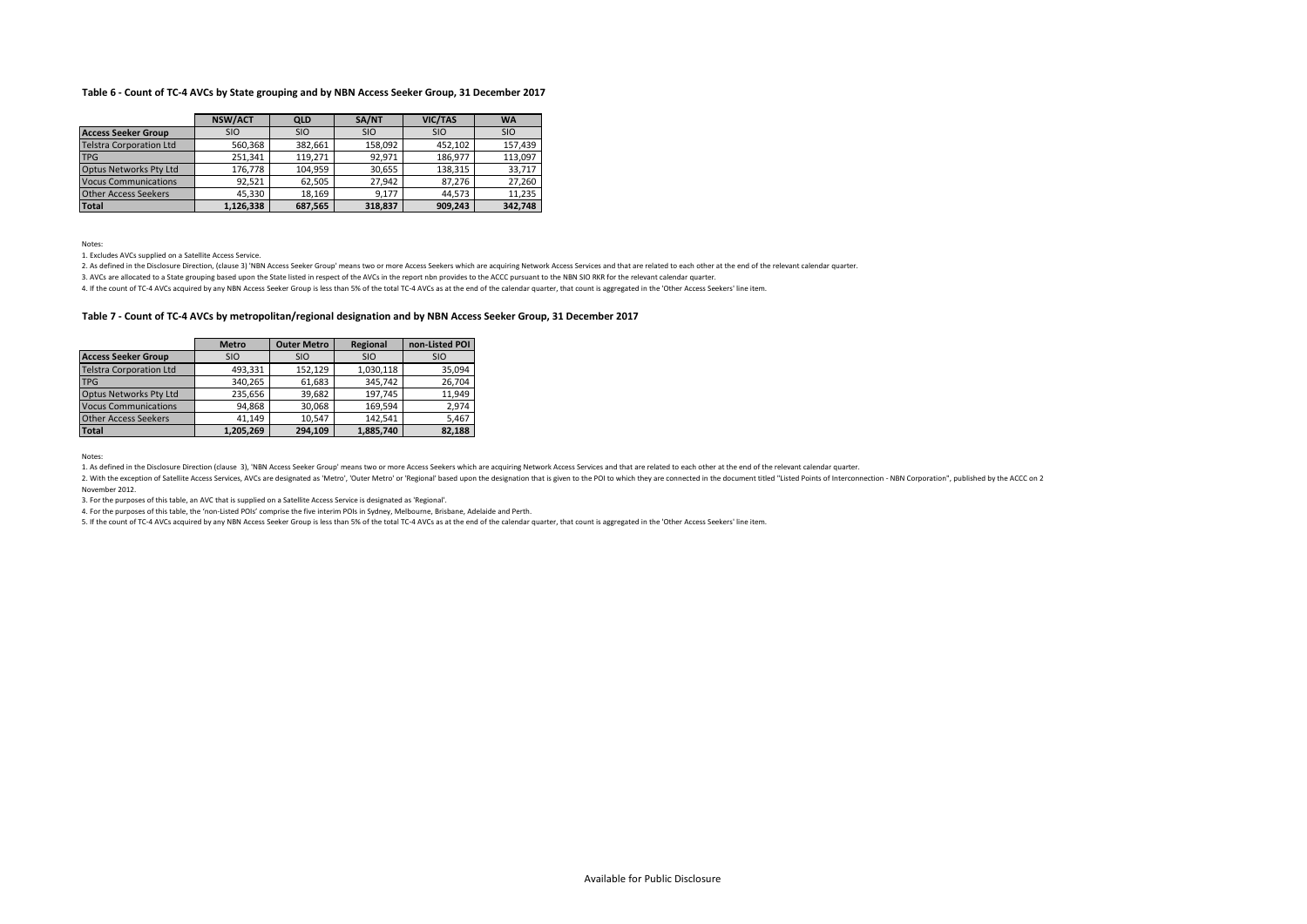### Table 6 - Count of TC-4 AVCs by State grouping and by NBN Access Seeker Group, 31 December 2017

| | NSW/ACT | QLD | SA/NT | VIC/TAS | WA |
|---|---|---|---|---|---|
| **Access Seeker Group** | SIO | SIO | SIO | SIO | SIO |
| Telstra Corporation Ltd | 560,368 | 382,661 | 158,092 | 452,102 | 157,439 |
| TPG | 251,341 | 119,271 | 92,971 | 186,977 | 113,097 |
| Optus Networks Pty Ltd | 176,778 | 104,959 | 30,655 | 138,315 | 33,717 |
| Vocus Communications | 92,521 | 62,505 | 27,942 | 87,276 | 27,260 |
| Other Access Seekers | 45,330 | 18,169 | 9,177 | 44,573 | 11,235 |
| **Total** | **1,126,338** | **687,565** | **318,837** | **909,243** | **342,748** |

Notes:

1. Excludes AVCs supplied on a Satellite Access Service.
2. As defined in the Disclosure Direction, (clause 3) 'NBN Access Seeker Group' means two or more Access Seekers which are acquiring Network Access Services and that are related to each other at the end of the relevant calendar quarter.
3. AVCs are allocated to a State grouping based upon the State listed in respect of the AVCs in the report nbn provides to the ACCC pursuant to the NBN SIO RKR for the relevant calendar quarter.
4. If the count of TC-4 AVCs acquired by any NBN Access Seeker Group is less than 5% of the total TC-4 AVCs as at the end of the calendar quarter, that count is aggregated in the 'Other Access Seekers' line item.

### Table 7 - Count of TC-4 AVCs by metropolitan/regional designation and by NBN Access Seeker Group, 31 December 2017

| | Metro | Outer Metro | Regional | non-Listed POI |
|---|---|---|---|---|
| **Access Seeker Group** | SIO | SIO | SIO | SIO |
| Telstra Corporation Ltd | 493,331 | 152,129 | 1,030,118 | 35,094 |
| TPG | 340,265 | 61,683 | 345,742 | 26,704 |
| Optus Networks Pty Ltd | 235,656 | 39,682 | 197,745 | 11,949 |
| Vocus Communications | 94,868 | 30,068 | 169,594 | 2,974 |
| Other Access Seekers | 41,149 | 10,547 | 142,541 | 5,467 |
| **Total** | **1,205,269** | **294,109** | **1,885,740** | **82,188** |

Notes:

1. As defined in the Disclosure Direction (clause 3), 'NBN Access Seeker Group' means two or more Access Seekers which are acquiring Network Access Services and that are related to each other at the end of the relevant calendar quarter.
2. With the exception of Satellite Access Services, AVCs are designated as 'Metro', 'Outer Metro' or 'Regional' based upon the designation that is given to the POI to which they are connected in the document titled "Listed Points of Interconnection - NBN Corporation", published by the ACCC on 2 November 2012.
3. For the purposes of this table, an AVC that is supplied on a Satellite Access Service is designated as 'Regional'.
4. For the purposes of this table, the 'non-Listed POIs' comprise the five interim POIs in Sydney, Melbourne, Brisbane, Adelaide and Perth.
5. If the count of TC-4 AVCs acquired by any NBN Access Seeker Group is less than 5% of the total TC-4 AVCs as at the end of the calendar quarter, that count is aggregated in the 'Other Access Seekers' line item.

Available for Public Disclosure